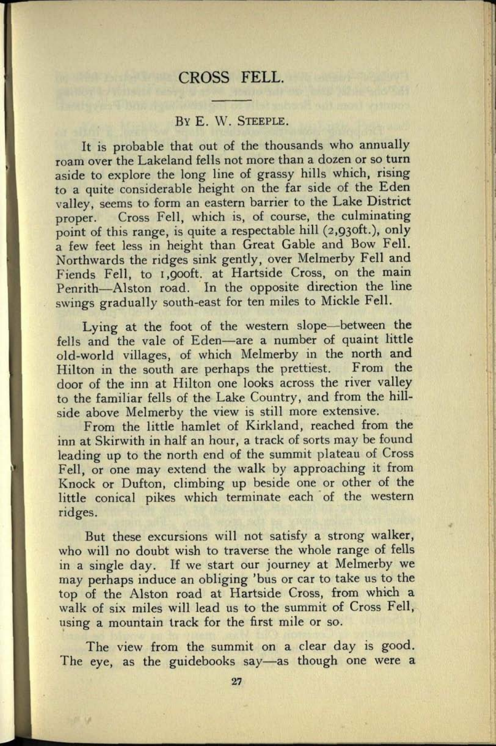# CROSS FELL.

By E. W. Steeple.

It is probable that out of the thousands who annually roam over the Lakeland fells not more than a dozen or so turn aside to explore the long line of grassy hills which, rising to a quite considerable height on the far side of the Eden valley, seems to form an eastern barrier to the Lake District proper. Cross Fell, which is, of course, the culminating point of this range, is quite a respectable hill (2,930ft.), only a few feet less in height than Great Gable and Bow Fell. Northwards the ridges sink gently, over Melmerby Fell and Fiends Fell, to 1,900ft. at Hartside Cross, on the main Penrith—Alston road. In the opposite direction the line swings gradually south-east for ten miles to Mickle Fell.

Lying at the foot of the western slope—between the fells and the vale of Eden—are a number of quaint little old-world villages, of which Melmerby in the north and Hilton in the south are perhaps the prettiest. From the door of the inn at Hilton one looks across the river valley to the familiar fells of the Lake Country, and from the hill-side above Melmerby the view is still more extensive.

From the little hamlet of Kirkland, reached from the inn at Skirwith in half an hour, a track of sorts may be found leading up to the north end of the summit plateau of Cross Fell, or one may extend the walk by approaching it from Knock or Dufton, climbing up beside one or other of the little conical pikes which terminate each of the western ridges.

But these excursions will not satisfy a strong walker, who will no doubt wish to traverse the whole range of fells in a single day. If we start our journey at Melmerby we may perhaps induce an obliging 'bus or car to take us to the top of the Alston road at Hartside Cross, from which a walk of six miles will lead us to the summit of Cross Fell, using a mountain track for the first mile or so.

The view from the summit on a clear day is good. The eye, as the guidebooks say—as though one were a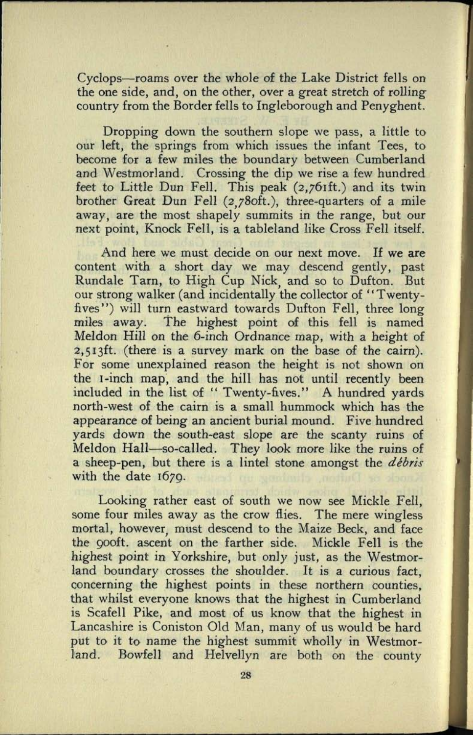Cyclops—roams over the whole of the Lake District fells on the one side, and, on the other, over a great stretch of rolling country from the Border fells to Ingleborough and Penyghent.

Dropping down the southern slope we pass, a little to our left, the springs from which issues the infant Tees, to become for a few miles the boundary between Cumberland and Westmorland. Crossing the dip we rise a few hundred feet to Little Dun Fell. This peak (2,761ft.) and its twin brother Great Dun Fell (2,780ft.), three-quarters of a mile away, are the most shapely summits in the range, but our next point, Knock Fell, is a tableland like Cross Fell itself.

And here we must decide on our next move. If we are content with a short day we may descend gently, past Rundale Tarn, to High Cup Nick, and so to Dufton. But our strong walker (and incidentally the collector of "Twenty-fives") will turn eastward towards Dufton Fell, three long miles away. The highest point of this fell is named Meldon Hill on the 6-inch Ordnance map, with a height of 2,513ft. (there is a survey mark on the base of the cairn). For some unexplained reason the height is not shown on the 1-inch map, and the hill has not until recently been included in the list of "Twenty-fives." A hundred yards north-west of the cairn is a small hummock which has the appearance of being an ancient burial mound. Five hundred yards down the south-east slope are the scanty ruins of Meldon Hall—so-called. They look more like the ruins of a sheep-pen, but there is a lintel stone amongst the *débris* with the date 1679.

Looking rather east of south we now see Mickle Fell, some four miles away as the crow flies. The mere wingless mortal, however, must descend to the Maize Beck, and face the 900ft. ascent on the farther side. Mickle Fell is the highest point in Yorkshire, but only just, as the Westmorland boundary crosses the shoulder. It is a curious fact, concerning the highest points in these northern counties, that whilst everyone knows that the highest in Cumberland is Scafell Pike, and most of us know that the highest in Lancashire is Coniston Old Man, many of us would be hard put to it to name the highest summit wholly in Westmorland. Bowfell and Helvellyn are both on the county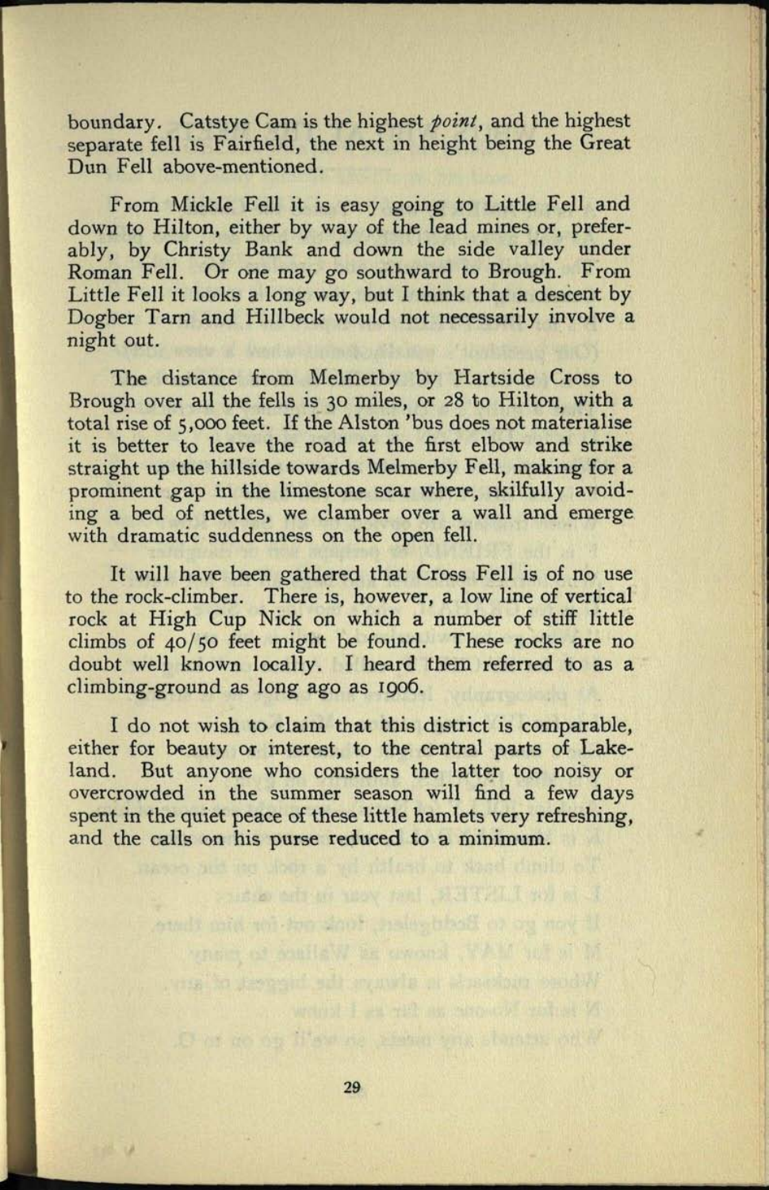boundary. Catstye Cam is the highest *point*, and the highest separate fell is Fairfield, the next in height being the Great Dun Fell above-mentioned.

From Mickle Fell it is easy going to Little Fell and down to Hilton, either by way of the lead mines or, preferably, by Christy Bank and down the side valley under Roman Fell. Or one may go southward to Brough. From Little Fell it looks a long way, but I think that a descent by Dogber Tarn and Hillbeck would not necessarily involve a night out.

The distance from Melmerby by Hartside Cross to Brough over all the fells is 30 miles, or 28 to Hilton, with a total rise of 5,000 feet. If the Alston 'bus does not materialise it is better to leave the road at the first elbow and strike straight up the hillside towards Melmerby Fell, making for a prominent gap in the limestone scar where, skilfully avoiding a bed of nettles, we clamber over a wall and emerge with dramatic suddenness on the open fell.

It will have been gathered that Cross Fell is of no use to the rock-climber. There is, however, a low line of vertical rock at High Cup Nick on which a number of stiff little climbs of 40/50 feet might be found. These rocks are no doubt well known locally. I heard them referred to as a climbing-ground as long ago as 1906.

I do not wish to claim that this district is comparable, either for beauty or interest, to the central parts of Lakeland. But anyone who considers the latter too noisy or overcrowded in the summer season will find a few days spent in the quiet peace of these little hamlets very refreshing, and the calls on his purse reduced to a minimum.